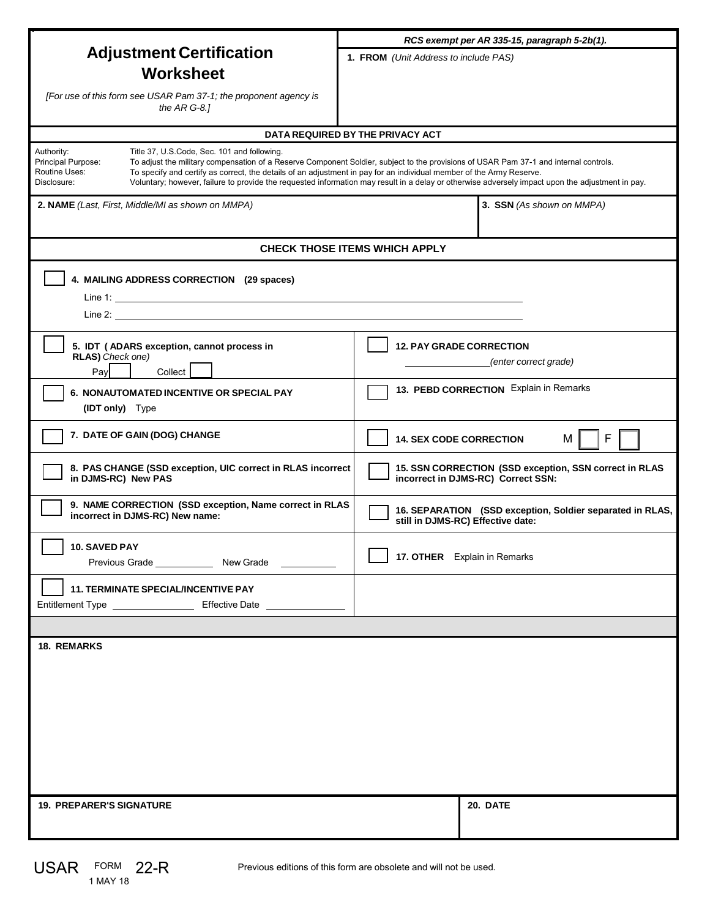# Adjustment Certification Worksheet

*[For use of this form see USAR Pam 37-1; the proponent agency is the AR G-8.]*

*RCS exempt per AR 335-15, paragraph 5-2b(1).*

**1. FROM** *(Unit Address to include PAS)*

## DATA REQUIRED BY THE PRIVACY ACT

| | |
|---|---|
| Authority: | Title 37, U.S.Code, Sec. 101 and following. |
| Principal Purpose: | To adjust the military compensation of a Reserve Component Soldier, subject to the provisions of USAR Pam 37-1 and internal controls. |
| Routine Uses: | To specify and certify as correct, the details of an adjustment in pay for an individual member of the Army Reserve. |
| Disclosure: | Voluntary; however, failure to provide the requested information may result in a delay or otherwise adversely impact upon the adjustment in pay. |

**2. NAME** *(Last, First, Middle/MI as shown on MMPA)*

**3. SSN** *(As shown on MMPA)*

## CHECK THOSE ITEMS WHICH APPLY

☐ **4. MAILING ADDRESS CORRECTION (29 spaces)**

Line 1: ______________________________

Line 2: ______________________________

☐ **5. IDT ( ADARS exception, cannot process in RLAS)** *Check one)*
Pay ☐ Collect ☐

☐ **12. PAY GRADE CORRECTION**
______________ *(enter correct grade)*

☐ **6. NONAUTOMATED INCENTIVE OR SPECIAL PAY (IDT only)** Type

☐ **13. PEBD CORRECTION** Explain in Remarks

☐ **7. DATE OF GAIN (DOG) CHANGE**

☐ **14. SEX CODE CORRECTION** M ☐ F ☐

☐ **8. PAS CHANGE (SSD exception, UIC correct in RLAS incorrect in DJMS-RC) New PAS**

☐ **15. SSN CORRECTION (SSD exception, SSN correct in RLAS incorrect in DJMS-RC) Correct SSN:**

☐ **9. NAME CORRECTION (SSD exception, Name correct in RLAS incorrect in DJMS-RC) New name:**

☐ **16. SEPARATION (SSD exception, Soldier separated in RLAS, still in DJMS-RC) Effective date:**

☐ **10. SAVED PAY**
Previous Grade __________ New Grade __________

☐ **17. OTHER** Explain in Remarks

☐ **11. TERMINATE SPECIAL/INCENTIVE PAY**
Entitlement Type ______________ Effective Date ______________

**18. REMARKS**

**19. PREPARER'S SIGNATURE**

**20. DATE**

USAR FORM 22-R, 1 MAY 18 — Previous editions of this form are obsolete and will not be used.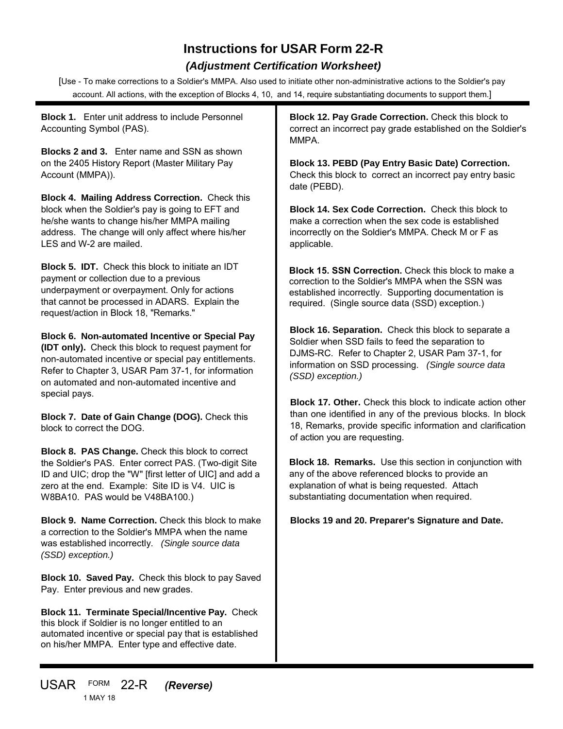# Instructions for USAR Form 22-R

## *(Adjustment Certification Worksheet)*

[Use - To make corrections to a Soldier's MMPA. Also used to initiate other non-administrative actions to the Soldier's pay account. All actions, with the exception of Blocks 4, 10, and 14, require substantiating documents to support them.]

**Block 1.** Enter unit address to include Personnel Accounting Symbol (PAS).

**Blocks 2 and 3.** Enter name and SSN as shown on the 2405 History Report (Master Military Pay Account (MMPA)).

**Block 4. Mailing Address Correction.** Check this block when the Soldier's pay is going to EFT and he/she wants to change his/her MMPA mailing address. The change will only affect where his/her LES and W-2 are mailed.

**Block 5. IDT.** Check this block to initiate an IDT payment or collection due to a previous underpayment or overpayment. Only for actions that cannot be processed in ADARS. Explain the request/action in Block 18, "Remarks."

**Block 6. Non-automated Incentive or Special Pay (IDT only).** Check this block to request payment for non-automated incentive or special pay entitlements. Refer to Chapter 3, USAR Pam 37-1, for information on automated and non-automated incentive and special pays.

**Block 7. Date of Gain Change (DOG).** Check this block to correct the DOG.

**Block 8. PAS Change.** Check this block to correct the Soldier's PAS. Enter correct PAS. (Two-digit Site ID and UIC; drop the "W" [first letter of UIC] and add a zero at the end. Example: Site ID is V4. UIC is W8BA10. PAS would be V48BA100.)

**Block 9. Name Correction.** Check this block to make a correction to the Soldier's MMPA when the name was established incorrectly. *(Single source data (SSD) exception.)*

**Block 10. Saved Pay.** Check this block to pay Saved Pay. Enter previous and new grades.

**Block 11. Terminate Special/Incentive Pay.** Check this block if Soldier is no longer entitled to an automated incentive or special pay that is established on his/her MMPA. Enter type and effective date.

**Block 12. Pay Grade Correction.** Check this block to correct an incorrect pay grade established on the Soldier's MMPA.

**Block 13. PEBD (Pay Entry Basic Date) Correction.** Check this block to correct an incorrect pay entry basic date (PEBD).

**Block 14. Sex Code Correction.** Check this block to make a correction when the sex code is established incorrectly on the Soldier's MMPA. Check M or F as applicable.

**Block 15. SSN Correction.** Check this block to make a correction to the Soldier's MMPA when the SSN was established incorrectly. Supporting documentation is required. (Single source data (SSD) exception.)

**Block 16. Separation.** Check this block to separate a Soldier when SSD fails to feed the separation to DJMS-RC. Refer to Chapter 2, USAR Pam 37-1, for information on SSD processing. *(Single source data (SSD) exception.)*

**Block 17. Other.** Check this block to indicate action other than one identified in any of the previous blocks. In block 18, Remarks, provide specific information and clarification of action you are requesting.

**Block 18. Remarks.** Use this section in conjunction with any of the above referenced blocks to provide an explanation of what is being requested. Attach substantiating documentation when required.

**Blocks 19 and 20. Preparer's Signature and Date.**

USAR FORM 22-R *(Reverse)*
1 MAY 18